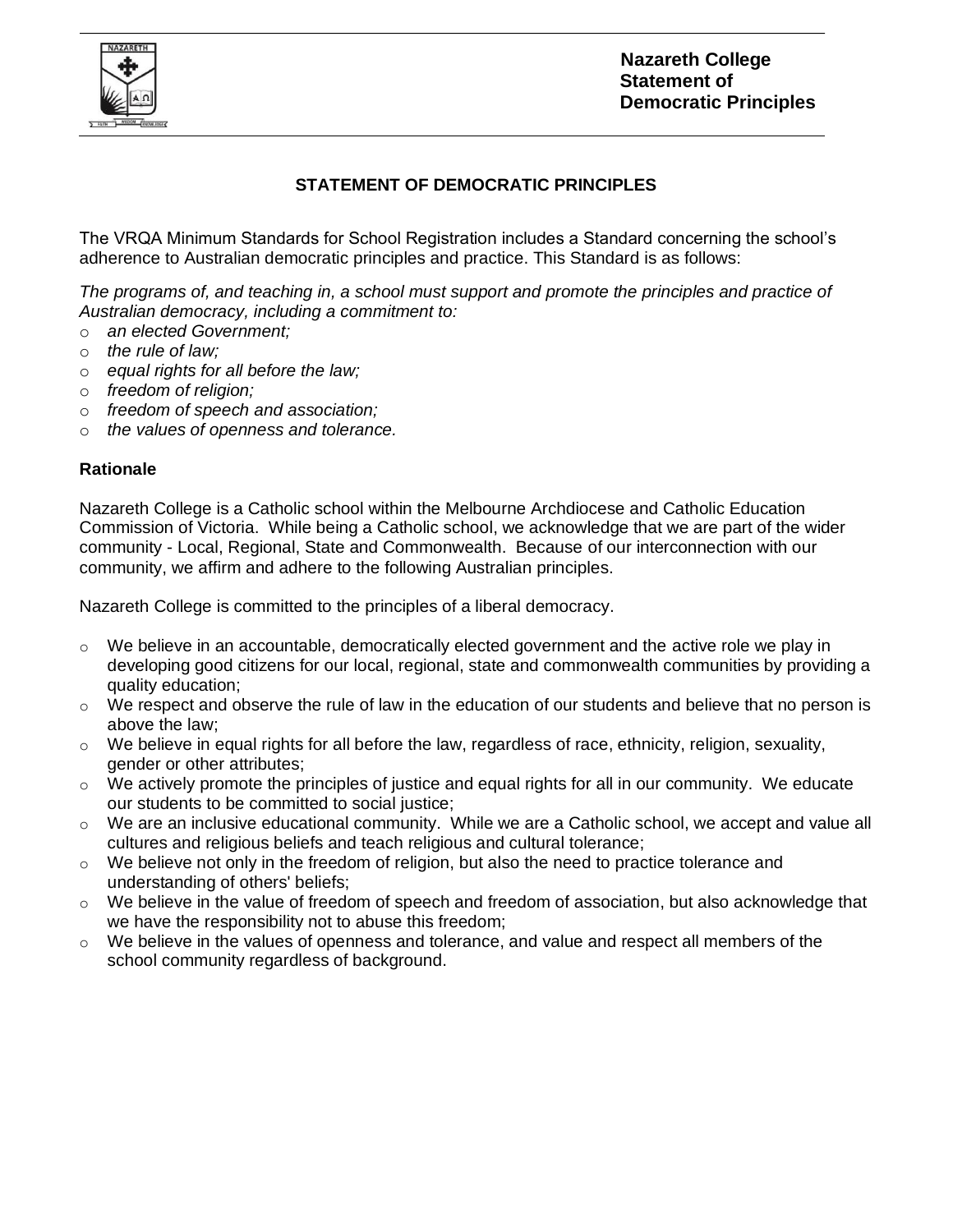# STATEMENT OF DEMOCRATIC PRINCIPLES

The VRQA Minimum Standards for School Registration includes a Standard concerning the school's adherence to Australian democratic principles and practice. This Standard is as follows:

*The programs of, and teaching in, a school must support and promote the principles and practice of Australian democracy, including a commitment to:*

- *an elected Government;*
- *the rule of law;*
- *equal rights for all before the law;*
- *freedom of religion;*
- *freedom of speech and association;*
- *the values of openness and tolerance.*

## Rationale

Nazareth College is a Catholic school within the Melbourne Archdiocese and Catholic Education Commission of Victoria. While being a Catholic school, we acknowledge that we are part of the wider community - Local, Regional, State and Commonwealth. Because of our interconnection with our community, we affirm and adhere to the following Australian principles.

Nazareth College is committed to the principles of a liberal democracy.

- We believe in an accountable, democratically elected government and the active role we play in developing good citizens for our local, regional, state and commonwealth communities by providing a quality education;
- We respect and observe the rule of law in the education of our students and believe that no person is above the law;
- We believe in equal rights for all before the law, regardless of race, ethnicity, religion, sexuality, gender or other attributes;
- We actively promote the principles of justice and equal rights for all in our community. We educate our students to be committed to social justice;
- We are an inclusive educational community. While we are a Catholic school, we accept and value all cultures and religious beliefs and teach religious and cultural tolerance;
- We believe not only in the freedom of religion, but also the need to practice tolerance and understanding of others' beliefs;
- We believe in the value of freedom of speech and freedom of association, but also acknowledge that we have the responsibility not to abuse this freedom;
- We believe in the values of openness and tolerance, and value and respect all members of the school community regardless of background.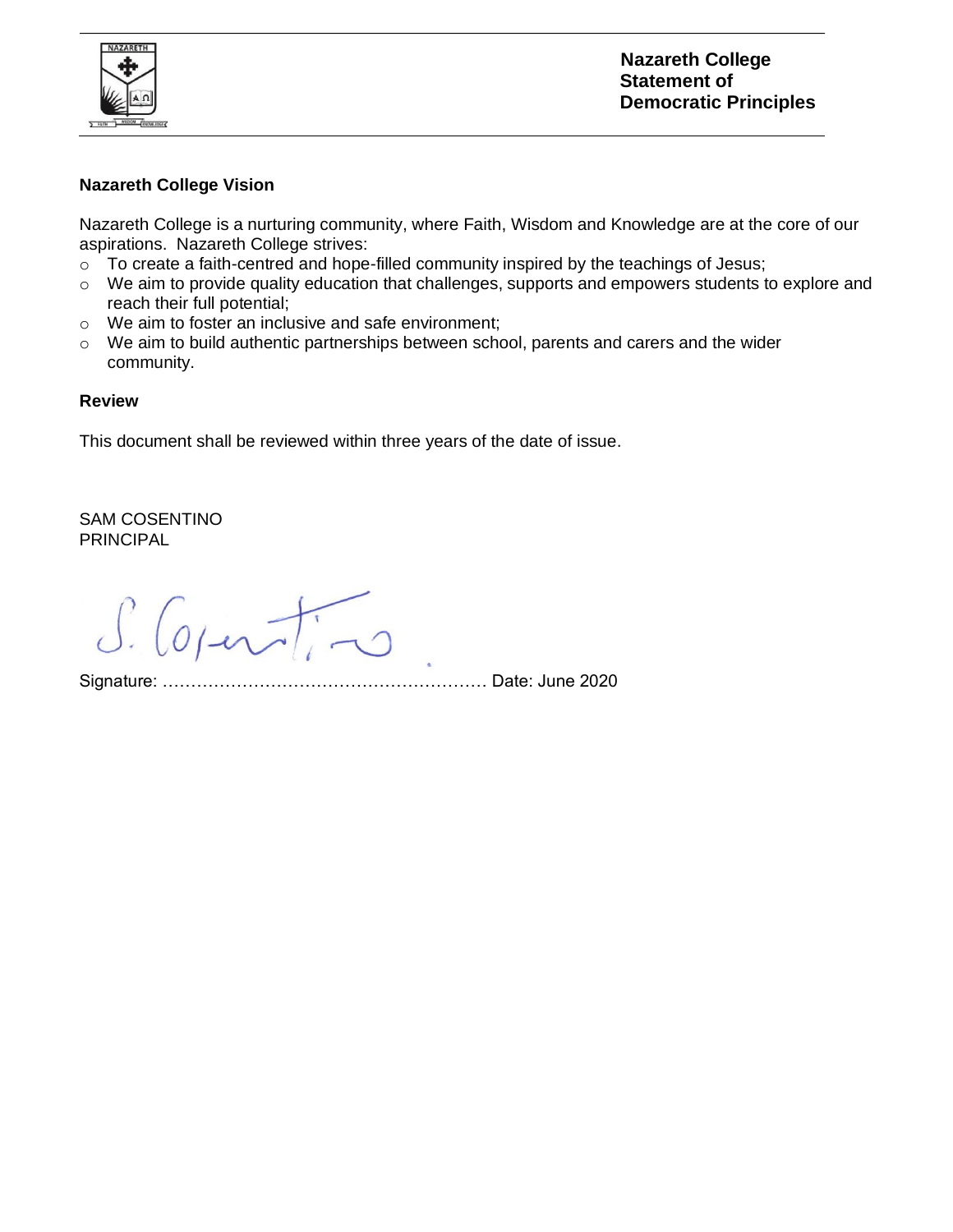**Nazareth College Statement of Democratic Principles**

## Nazareth College Vision

Nazareth College is a nurturing community, where Faith, Wisdom and Knowledge are at the core of our aspirations. Nazareth College strives:

- To create a faith-centred and hope-filled community inspired by the teachings of Jesus;
- We aim to provide quality education that challenges, supports and empowers students to explore and reach their full potential;
- We aim to foster an inclusive and safe environment;
- We aim to build authentic partnerships between school, parents and carers and the wider community.

## Review

This document shall be reviewed within three years of the date of issue.

SAM COSENTINO
PRINCIPAL

Signature: ………………………………………………… Date: June 2020